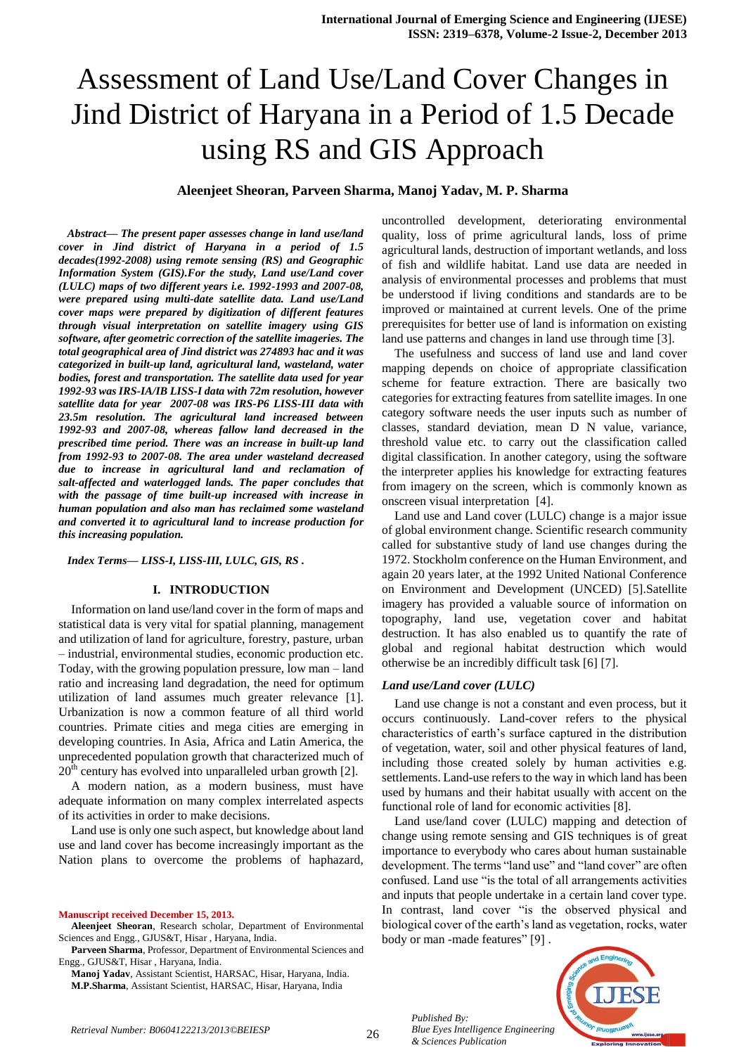# Assessment of Land Use/Land Cover Changes in Jind District of Haryana in a Period of 1.5 Decade using RS and GIS Approach

**Aleenjeet Sheoran, Parveen Sharma, Manoj Yadav, M. P. Sharma**

***Abstract*— *The present paper assesses change in land use/land cover in Jind district of Haryana in a period of 1.5 decades(1992-2008) using remote sensing (RS) and Geographic Information System (GIS).For the study, Land use/Land cover (LULC) maps of two different years i.e. 1992-1993 and 2007-08, were prepared using multi-date satellite data. Land use/Land cover maps were prepared by digitization of different features through visual interpretation on satellite imagery using GIS software, after geometric correction of the satellite imageries. The total geographical area of Jind district was 274893 hac and it was categorized in built-up land, agricultural land, wasteland, water bodies, forest and transportation. The satellite data used for year 1992-93 was IRS-IA/IB LISS-I data with 72m resolution, however satellite data for year 2007-08 was IRS-P6 LISS-III data with 23.5m resolution. The agricultural land increased between 1992-93 and 2007-08, whereas fallow land decreased in the prescribed time period. There was an increase in built-up land from 1992-93 to 2007-08. The area under wasteland decreased due to increase in agricultural land and reclamation of salt-affected and waterlogged lands. The paper concludes that with the passage of time built-up increased with increase in human population and also man has reclaimed some wasteland and converted it to agricultural land to increase production for this increasing population.***

***Index Terms*— *LISS-I, LISS-III, LULC, GIS, RS .***

## I. INTRODUCTION

Information on land use/land cover in the form of maps and statistical data is very vital for spatial planning, management and utilization of land for agriculture, forestry, pasture, urban – industrial, environmental studies, economic production etc. Today, with the growing population pressure, low man – land ratio and increasing land degradation, the need for optimum utilization of land assumes much greater relevance [1]. Urbanization is now a common feature of all third world countries. Primate cities and mega cities are emerging in developing countries. In Asia, Africa and Latin America, the unprecedented population growth that characterized much of $20^{th}$ century has evolved into unparalleled urban growth [2].

A modern nation, as a modern business, must have adequate information on many complex interrelated aspects of its activities in order to make decisions.

Land use is only one such aspect, but knowledge about land use and land cover has become increasingly important as the Nation plans to overcome the problems of haphazard, uncontrolled development, deteriorating environmental quality, loss of prime agricultural lands, loss of prime agricultural lands, destruction of important wetlands, and loss of fish and wildlife habitat. Land use data are needed in analysis of environmental processes and problems that must be understood if living conditions and standards are to be improved or maintained at current levels. One of the prime prerequisites for better use of land is information on existing land use patterns and changes in land use through time [3].

The usefulness and success of land use and land cover mapping depends on choice of appropriate classification scheme for feature extraction. There are basically two categories for extracting features from satellite images. In one category software needs the user inputs such as number of classes, standard deviation, mean D N value, variance, threshold value etc. to carry out the classification called digital classification. In another category, using the software the interpreter applies his knowledge for extracting features from imagery on the screen, which is commonly known as onscreen visual interpretation [4].

Land use and Land cover (LULC) change is a major issue of global environment change. Scientific research community called for substantive study of land use changes during the 1972. Stockholm conference on the Human Environment, and again 20 years later, at the 1992 United National Conference on Environment and Development (UNCED) [5].Satellite imagery has provided a valuable source of information on topography, land use, vegetation cover and habitat destruction. It has also enabled us to quantify the rate of global and regional habitat destruction which would otherwise be an incredibly difficult task [6] [7].

### *Land use/Land cover (LULC)*

Land use change is not a constant and even process, but it occurs continuously. Land-cover refers to the physical characteristics of earth's surface captured in the distribution of vegetation, water, soil and other physical features of land, including those created solely by human activities e.g. settlements. Land-use refers to the way in which land has been used by humans and their habitat usually with accent on the functional role of land for economic activities [8].

Land use/land cover (LULC) mapping and detection of change using remote sensing and GIS techniques is of great importance to everybody who cares about human sustainable development. The terms "land use" and "land cover" are often confused. Land use "is the total of all arrangements activities and inputs that people undertake in a certain land cover type. In contrast, land cover "is the observed physical and biological cover of the earth's land as vegetation, rocks, water body or man -made features" [9] .

**Manuscript received December 15, 2013.**

**Aleenjeet Sheoran**, Research scholar, Department of Environmental Sciences and Engg., GJUS&T, Hisar , Haryana, India.

**Parveen Sharma**, Professor, Department of Environmental Sciences and Engg., GJUS&T, Hisar , Haryana, India.

**Manoj Yadav**, Assistant Scientist, HARSAC, Hisar, Haryana, India.

**M.P.Sharma**, Assistant Scientist, HARSAC, Hisar, Haryana, India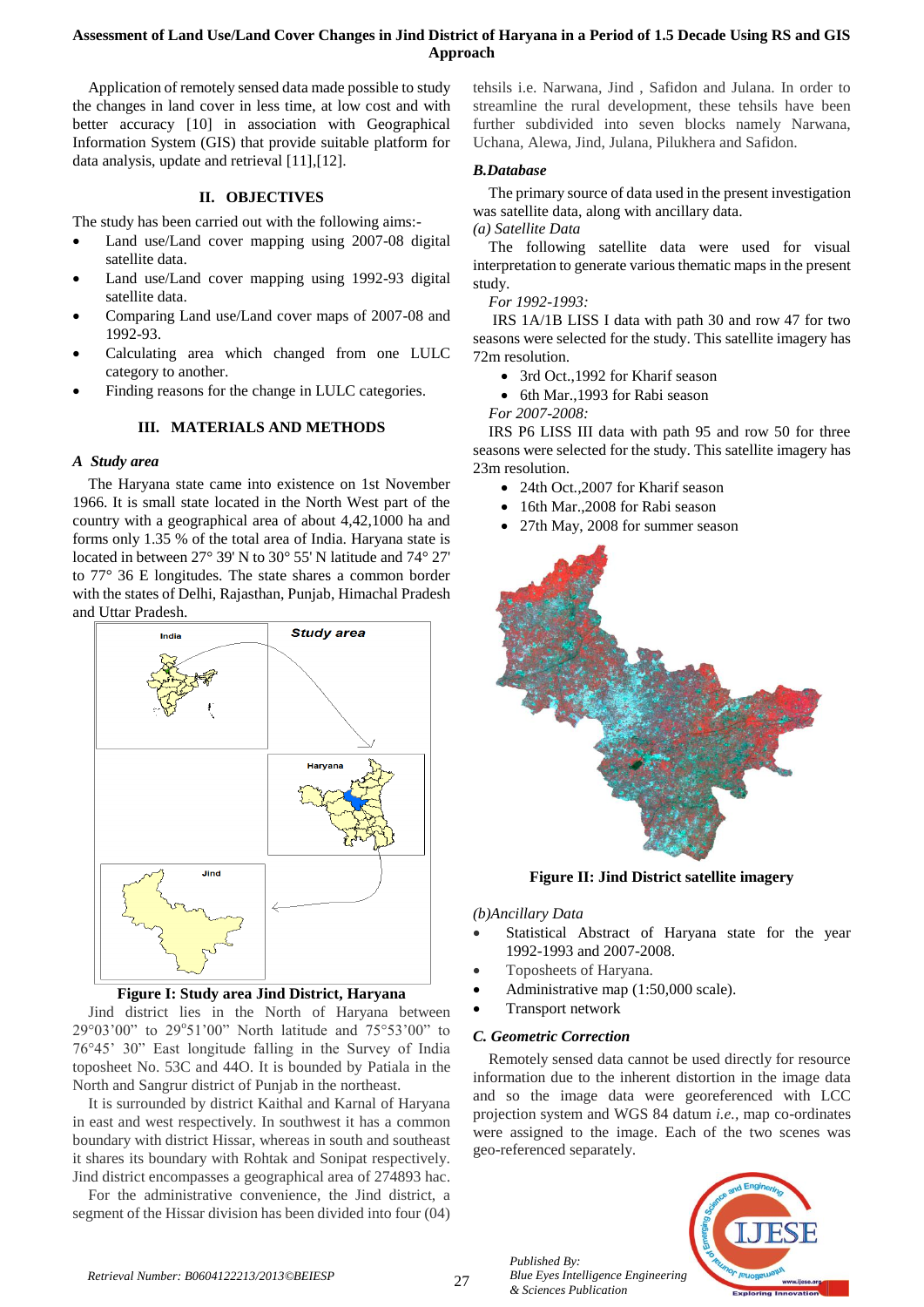Application of remotely sensed data made possible to study the changes in land cover in less time, at low cost and with better accuracy [10] in association with Geographical Information System (GIS) that provide suitable platform for data analysis, update and retrieval [11],[12].

## II. OBJECTIVES

The study has been carried out with the following aims:-

- Land use/Land cover mapping using 2007-08 digital satellite data.
- Land use/Land cover mapping using 1992-93 digital satellite data.
- Comparing Land use/Land cover maps of 2007-08 and 1992-93.
- Calculating area which changed from one LULC category to another.
- Finding reasons for the change in LULC categories.

## III. MATERIALS AND METHODS

### *A Study area*

The Haryana state came into existence on 1st November 1966. It is small state located in the North West part of the country with a geographical area of about 4,42,1000 ha and forms only 1.35 % of the total area of India. Haryana state is located in between 27° 39' N to 30° 55' N latitude and 74° 27' to 77° 36 E longitudes. The state shares a common border with the states of Delhi, Rajasthan, Punjab, Himachal Pradesh and Uttar Pradesh.

**Figure I: Study area Jind District, Haryana**

Jind district lies in the North of Haryana between 29°03'00" to 29°51'00" North latitude and 75°53'00" to 76°45' 30" East longitude falling in the Survey of India toposheet No. 53C and 44O. It is bounded by Patiala in the North and Sangrur district of Punjab in the northeast.

It is surrounded by district Kaithal and Karnal of Haryana in east and west respectively. In southwest it has a common boundary with district Hissar, whereas in south and southeast it shares its boundary with Rohtak and Sonipat respectively. Jind district encompasses a geographical area of 274893 hac.

For the administrative convenience, the Jind district, a segment of the Hissar division has been divided into four (04) tehsils i.e. Narwana, Jind , Safidon and Julana. In order to streamline the rural development, these tehsils have been further subdivided into seven blocks namely Narwana, Uchana, Alewa, Jind, Julana, Pilukhera and Safidon.

### *B.Database*

The primary source of data used in the present investigation was satellite data, along with ancillary data.

*(a) Satellite Data*

The following satellite data were used for visual interpretation to generate various thematic maps in the present study.

*For 1992-1993:*

IRS 1A/1B LISS I data with path 30 and row 47 for two seasons were selected for the study. This satellite imagery has 72m resolution.

- 3rd Oct.,1992 for Kharif season
- 6th Mar.,1993 for Rabi season

*For 2007-2008:*

IRS P6 LISS III data with path 95 and row 50 for three seasons were selected for the study. This satellite imagery has 23m resolution.

- 24th Oct.,2007 for Kharif season
- 16th Mar.,2008 for Rabi season
- 27th May, 2008 for summer season

**Figure II: Jind District satellite imagery**

*(b)Ancillary Data*

- Statistical Abstract of Haryana state for the year 1992-1993 and 2007-2008.
- Toposheets of Haryana.
- Administrative map (1:50,000 scale).
- Transport network

### *C. Geometric Correction*

Remotely sensed data cannot be used directly for resource information due to the inherent distortion in the image data and so the image data were georeferenced with LCC projection system and WGS 84 datum *i.e.,* map co-ordinates were assigned to the image. Each of the two scenes was geo-referenced separately.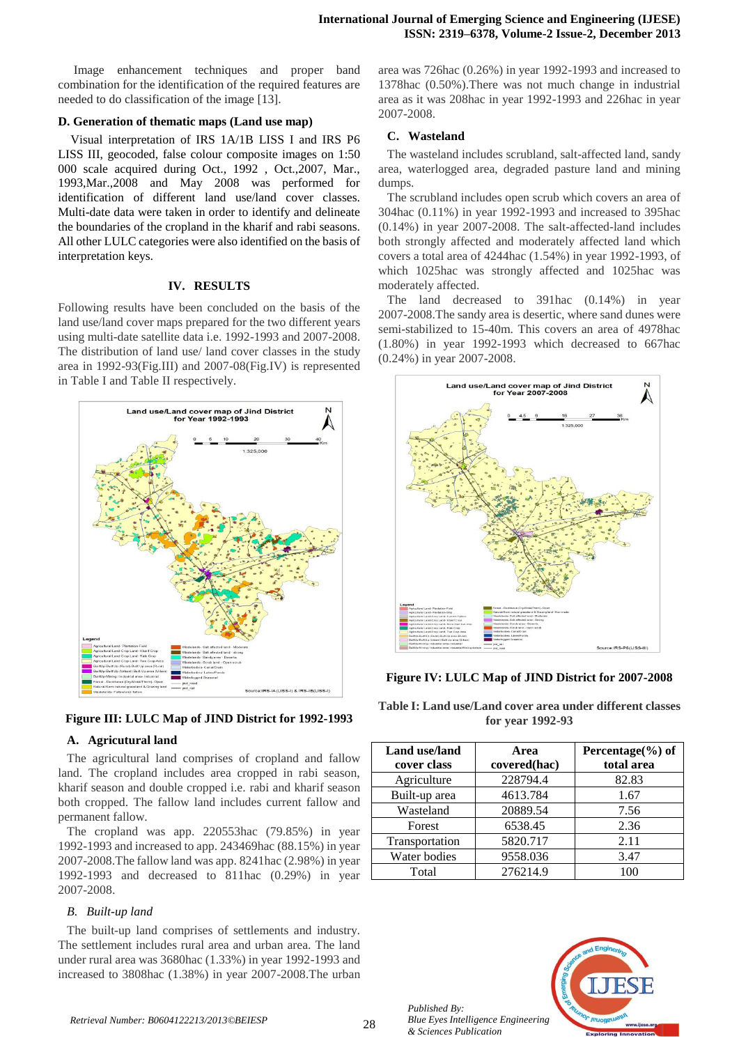Image enhancement techniques and proper band combination for the identification of the required features are needed to do classification of the image [13].

### D. Generation of thematic maps (Land use map)

Visual interpretation of IRS 1A/1B LISS I and IRS P6 LISS III, geocoded, false colour composite images on 1:50 000 scale acquired during Oct., 1992 , Oct.,2007, Mar., 1993,Mar.,2008 and May 2008 was performed for identification of different land use/land cover classes. Multi-date data were taken in order to identify and delineate the boundaries of the cropland in the kharif and rabi seasons. All other LULC categories were also identified on the basis of interpretation keys.

## IV. RESULTS

Following results have been concluded on the basis of the land use/land cover maps prepared for the two different years using multi-date satellite data i.e. 1992-1993 and 2007-2008. The distribution of land use/ land cover classes in the study area in 1992-93(Fig.III) and 2007-08(Fig.IV) is represented in Table I and Table II respectively.

**Figure III: LULC Map of JIND District for 1992-1993**

### A. Agricutural land

The agricultural land comprises of cropland and fallow land. The cropland includes area cropped in rabi season, kharif season and double cropped i.e. rabi and kharif season both cropped. The fallow land includes current fallow and permanent fallow.

The cropland was app. 220553hac (79.85%) in year 1992-1993 and increased to app. 243469hac (88.15%) in year 2007-2008.The fallow land was app. 8241hac (2.98%) in year 1992-1993 and decreased to 811hac (0.29%) in year 2007-2008.

### *B. Built-up land*

The built-up land comprises of settlements and industry. The settlement includes rural area and urban area. The land under rural area was 3680hac (1.33%) in year 1992-1993 and increased to 3808hac (1.38%) in year 2007-2008.The urban area was 726hac (0.26%) in year 1992-1993 and increased to 1378hac (0.50%).There was not much change in industrial area as it was 208hac in year 1992-1993 and 226hac in year 2007-2008.

### C. Wasteland

The wasteland includes scrubland, salt-affected land, sandy area, waterlogged area, degraded pasture land and mining dumps.

The scrubland includes open scrub which covers an area of 304hac (0.11%) in year 1992-1993 and increased to 395hac (0.14%) in year 2007-2008. The salt-affected-land includes both strongly affected and moderately affected land which covers a total area of 4244hac (1.54%) in year 1992-1993, of which 1025hac was strongly affected and 1025hac was moderately affected.

The land decreased to 391hac (0.14%) in year 2007-2008.The sandy area is desertic, where sand dunes were semi-stabilized to 15-40m. This covers an area of 4978hac (1.80%) in year 1992-1993 which decreased to 667hac (0.24%) in year 2007-2008.

**Figure IV: LULC Map of JIND District for 2007-2008**

**Table I: Land use/Land cover area under different classes for year 1992-93**

| Land use/land cover class | Area covered(hac) | Percentage(%) of total area |
|---|---|---|
| Agriculture | 228794.4 | 82.83 |
| Built-up area | 4613.784 | 1.67 |
| Wasteland | 20889.54 | 7.56 |
| Forest | 6538.45 | 2.36 |
| Transportation | 5820.717 | 2.11 |
| Water bodies | 9558.036 | 3.47 |
| Total | 276214.9 | 100 |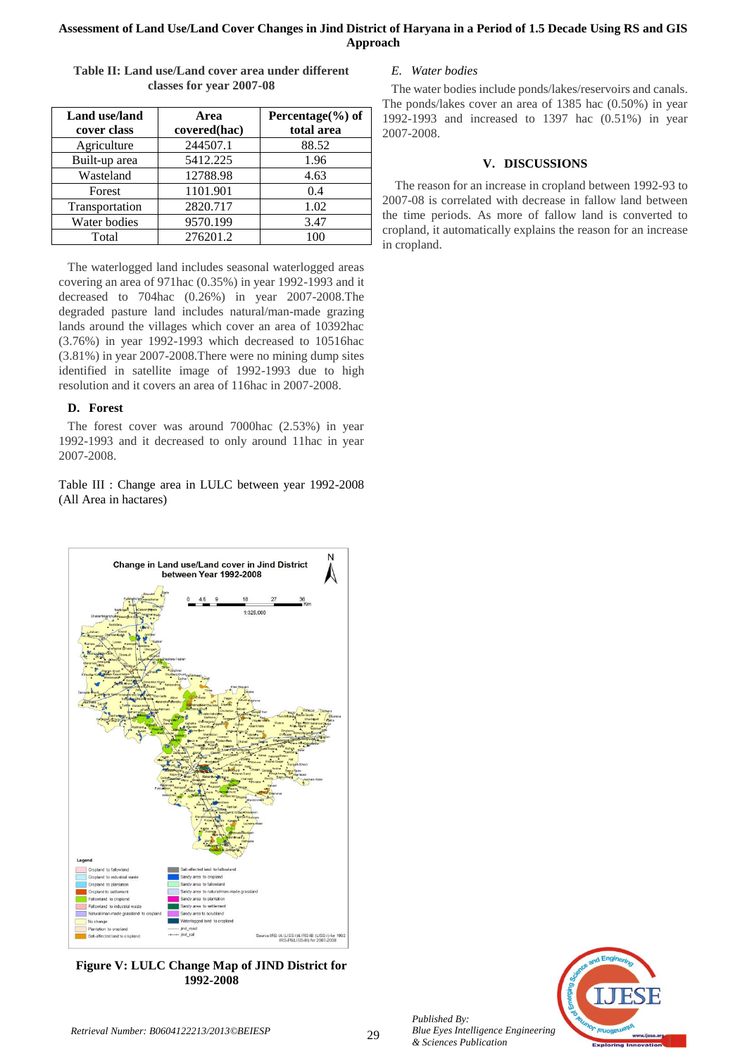**Table II: Land use/Land cover area under different classes for year 2007-08**

| Land use/land cover class | Area covered(hac) | Percentage(%) of total area |
|---|---|---|
| Agriculture | 244507.1 | 88.52 |
| Built-up area | 5412.225 | 1.96 |
| Wasteland | 12788.98 | 4.63 |
| Forest | 1101.901 | 0.4 |
| Transportation | 2820.717 | 1.02 |
| Water bodies | 9570.199 | 3.47 |
| Total | 276201.2 | 100 |

The waterlogged land includes seasonal waterlogged areas covering an area of 971hac (0.35%) in year 1992-1993 and it decreased to 704hac (0.26%) in year 2007-2008.The degraded pasture land includes natural/man-made grazing lands around the villages which cover an area of 10392hac (3.76%) in year 1992-1993 which decreased to 10516hac (3.81%) in year 2007-2008.There were no mining dump sites identified in satellite image of 1992-1993 due to high resolution and it covers an area of 116hac in 2007-2008.

### D. Forest

The forest cover was around 7000hac (2.53%) in year 1992-1993 and it decreased to only around 11hac in year 2007-2008.

Table III : Change area in LULC between year 1992-2008 (All Area in hactares)

**Figure V: LULC Change Map of JIND District for 1992-2008**

### *E. Water bodies*

The water bodies include ponds/lakes/reservoirs and canals. The ponds/lakes cover an area of 1385 hac (0.50%) in year 1992-1993 and increased to 1397 hac (0.51%) in year 2007-2008.

## V. DISCUSSIONS

The reason for an increase in cropland between 1992-93 to 2007-08 is correlated with decrease in fallow land between the time periods. As more of fallow land is converted to cropland, it automatically explains the reason for an increase in cropland.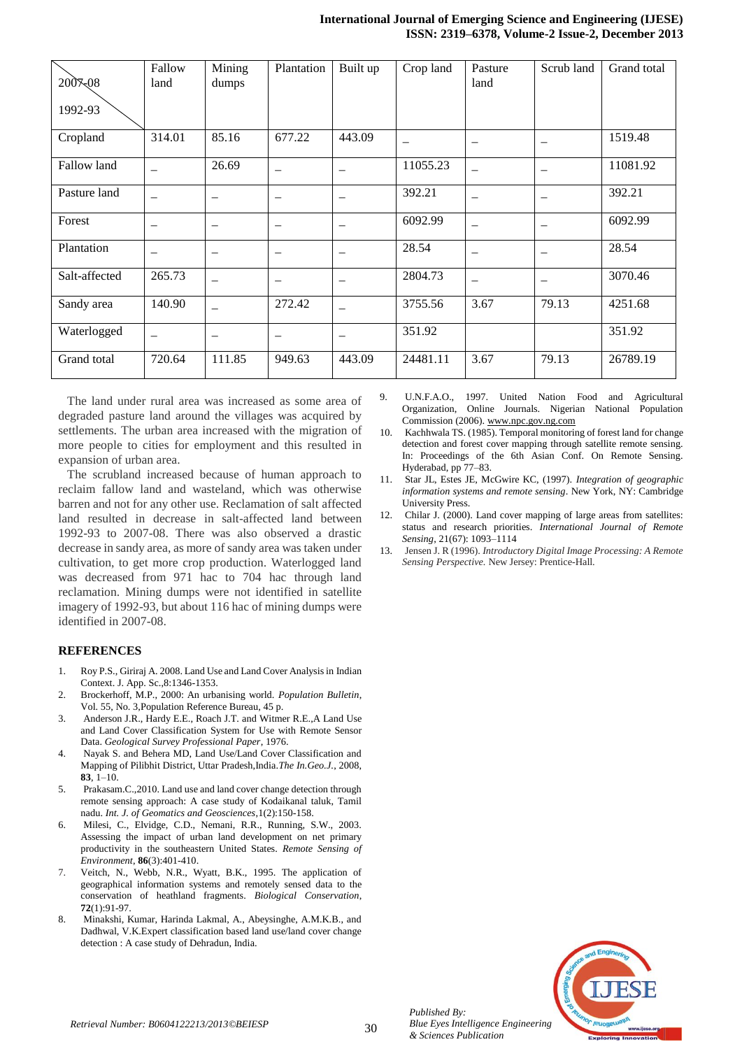| 2007-08 / 1992-93 | Fallow land | Mining dumps | Plantation | Built up | Crop land | Pasture land | Scrub land | Grand total |
|---|---|---|---|---|---|---|---|---|
| Cropland | 314.01 | 85.16 | 677.22 | 443.09 | – | – | – | 1519.48 |
| Fallow land | – | 26.69 | – | – | 11055.23 | – | – | 11081.92 |
| Pasture land | – | – | – | – | 392.21 | – | – | 392.21 |
| Forest | – | – | – | – | 6092.99 | – | – | 6092.99 |
| Plantation | – | – | – | – | 28.54 | – | – | 28.54 |
| Salt-affected | 265.73 | – | – | – | 2804.73 | – | – | 3070.46 |
| Sandy area | 140.90 | – | 272.42 | – | 3755.56 | 3.67 | 79.13 | 4251.68 |
| Waterlogged | – | – | – | – | 351.92 | | | 351.92 |
| Grand total | 720.64 | 111.85 | 949.63 | 443.09 | 24481.11 | 3.67 | 79.13 | 26789.19 |

The land under rural area was increased as some area of degraded pasture land around the villages was acquired by settlements. The urban area increased with the migration of more people to cities for employment and this resulted in expansion of urban area.

The scrubland increased because of human approach to reclaim fallow land and wasteland, which was otherwise barren and not for any other use. Reclamation of salt affected land resulted in decrease in salt-affected land between 1992-93 to 2007-08. There was also observed a drastic decrease in sandy area, as more of sandy area was taken under cultivation, to get more crop production. Waterlogged land was decreased from 971 hac to 704 hac through land reclamation. Mining dumps were not identified in satellite imagery of 1992-93, but about 116 hac of mining dumps were identified in 2007-08.

## REFERENCES

1. Roy P.S., Giriraj A. 2008. Land Use and Land Cover Analysis in Indian Context. J. App. Sc.,8:1346-1353.
2. Brockerhoff, M.P., 2000: An urbanising world. *Population Bulletin*, Vol. 55, No. 3,Population Reference Bureau, 45 p.
3. Anderson J.R., Hardy E.E., Roach J.T. and Witmer R.E.,A Land Use and Land Cover Classification System for Use with Remote Sensor Data. *Geological Survey Professional Paper*, 1976.
4. Nayak S. and Behera MD, Land Use/Land Cover Classification and Mapping of Pilibhit District, Uttar Pradesh,India.*The In.Geo.J.*, 2008, **83**, 1–10.
5. Prakasam.C.,2010. Land use and land cover change detection through remote sensing approach: A case study of Kodaikanal taluk, Tamil nadu. *Int. J. of Geomatics and Geosciences*,1(2):150-158.
6. Milesi, C., Elvidge, C.D., Nemani, R.R., Running, S.W., 2003. Assessing the impact of urban land development on net primary productivity in the southeastern United States. *Remote Sensing of Environment*, **86**(3):401-410.
7. Veitch, N., Webb, N.R., Wyatt, B.K., 1995. The application of geographical information systems and remotely sensed data to the conservation of heathland fragments. *Biological Conservation*, **72**(1):91-97.
8. Minakshi, Kumar, Harinda Lakmal, A., Abeysinghe, A.M.K.B., and Dadhwal, V.K.Expert classification based land use/land cover change detection : A case study of Dehradun, India.
9. U.N.F.A.O., 1997. United Nation Food and Agricultural Organization, Online Journals. Nigerian National Population Commission (2006). www.npc.gov.ng.com
10. Kachhwala TS. (1985). Temporal monitoring of forest land for change detection and forest cover mapping through satellite remote sensing. In: Proceedings of the 6th Asian Conf. On Remote Sensing. Hyderabad, pp 77–83.
11. Star JL, Estes JE, McGwire KC, (1997). *Integration of geographic information systems and remote sensing*. New York, NY: Cambridge University Press.
12. Chilar J. (2000). Land cover mapping of large areas from satellites: status and research priorities. *International Journal of Remote Sensing*, 21(67): 1093–1114
13. Jensen J. R (1996). *Introductory Digital Image Processing: A Remote Sensing Perspective.* New Jersey: Prentice-Hall.